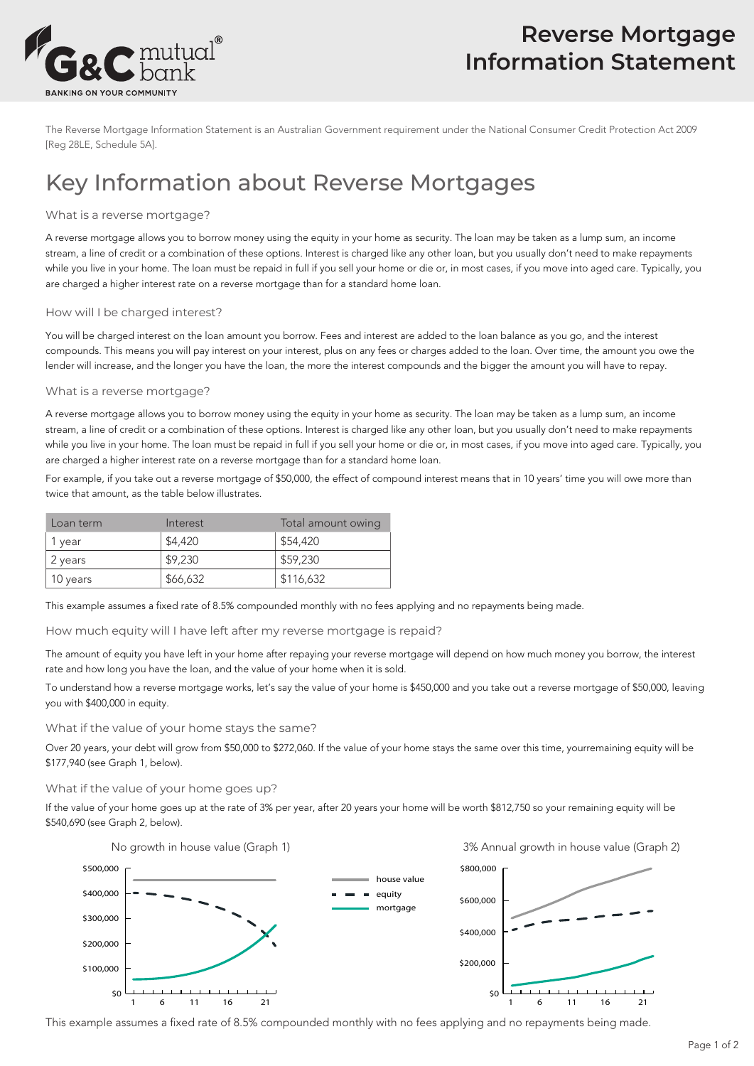# Reverse Mortgage Information Statement

The Reverse Mortgage Information Statement is an Australian Government requirement under the National Consumer Credit Protection Act 2009 [Reg 28LE, Schedule 5A].

## Key Information about Reverse Mortgages

### What is a reverse mortgage?

A reverse mortgage allows you to borrow money using the equity in your home as security. The loan may be taken as a lump sum, an income stream, a line of credit or a combination of these options. Interest is charged like any other loan, but you usually don't need to make repayments while you live in your home. The loan must be repaid in full if you sell your home or die or, in most cases, if you move into aged care. Typically, you are charged a higher interest rate on a reverse mortgage than for a standard home loan.

### How will I be charged interest?

You will be charged interest on the loan amount you borrow. Fees and interest are added to the loan balance as you go, and the interest compounds. This means you will pay interest on your interest, plus on any fees or charges added to the loan. Over time, the amount you owe the lender will increase, and the longer you have the loan, the more the interest compounds and the bigger the amount you will have to repay.

### What is a reverse mortgage?

A reverse mortgage allows you to borrow money using the equity in your home as security. The loan may be taken as a lump sum, an income stream, a line of credit or a combination of these options. Interest is charged like any other loan, but you usually don't need to make repayments while you live in your home. The loan must be repaid in full if you sell your home or die or, in most cases, if you move into aged care. Typically, you are charged a higher interest rate on a reverse mortgage than for a standard home loan.

For example, if you take out a reverse mortgage of $50,000, the effect of compound interest means that in 10 years' time you will owe more than twice that amount, as the table below illustrates.

| Loan term | Interest | Total amount owing |
|---|---|---|
| 1 year | $4,420 | $54,420 |
| 2 years | $9,230 | $59,230 |
| 10 years | $66,632 | $116,632 |

This example assumes a fixed rate of 8.5% compounded monthly with no fees applying and no repayments being made.

### How much equity will I have left after my reverse mortgage is repaid?

The amount of equity you have left in your home after repaying your reverse mortgage will depend on how much money you borrow, the interest rate and how long you have the loan, and the value of your home when it is sold.

To understand how a reverse mortgage works, let's say the value of your home is $450,000 and you take out a reverse mortgage of $50,000, leaving you with $400,000 in equity.

### What if the value of your home stays the same?

Over 20 years, your debt will grow from $50,000 to $272,060. If the value of your home stays the same over this time, yourremaining equity will be $177,940 (see Graph 1, below).

### What if the value of your home goes up?

If the value of your home goes up at the rate of 3% per year, after 20 years your home will be worth $812,750 so your remaining equity will be $540,690 (see Graph 2, below).

No growth in house value (Graph 1)

3% Annual growth in house value (Graph 2)

This example assumes a fixed rate of 8.5% compounded monthly with no fees applying and no repayments being made.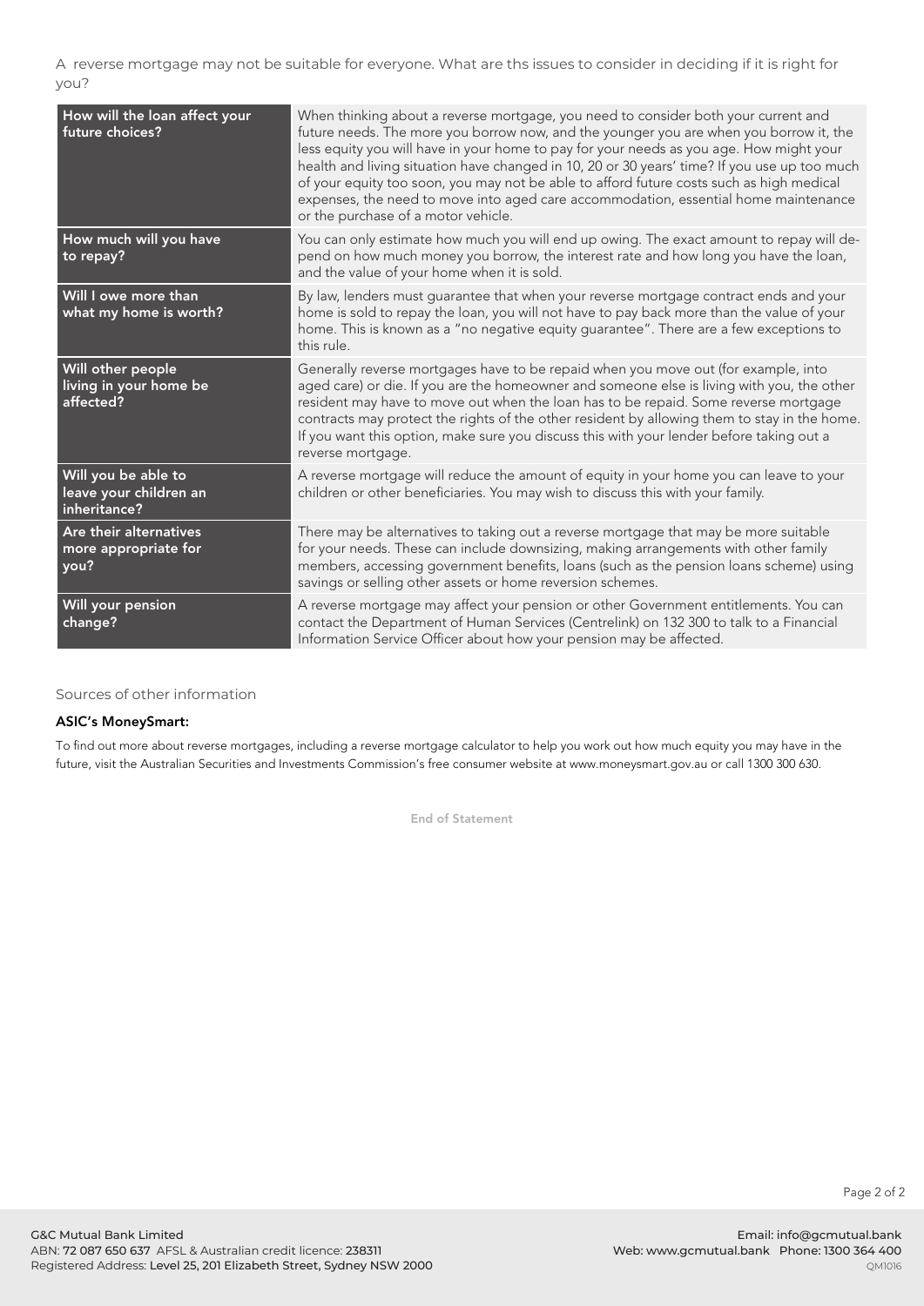A reverse mortgage may not be suitable for everyone. What are ths issues to consider in deciding if it is right for you?

| | |
|---|---|
| **How will the loan affect your future choices?** | When thinking about a reverse mortgage, you need to consider both your current and future needs. The more you borrow now, and the younger you are when you borrow it, the less equity you will have in your home to pay for your needs as you age. How might your health and living situation have changed in 10, 20 or 30 years' time? If you use up too much of your equity too soon, you may not be able to afford future costs such as high medical expenses, the need to move into aged care accommodation, essential home maintenance or the purchase of a motor vehicle. |
| **How much will you have to repay?** | You can only estimate how much you will end up owing. The exact amount to repay will depend on how much money you borrow, the interest rate and how long you have the loan, and the value of your home when it is sold. |
| **Will I owe more than what my home is worth?** | By law, lenders must guarantee that when your reverse mortgage contract ends and your home is sold to repay the loan, you will not have to pay back more than the value of your home. This is known as a "no negative equity guarantee". There are a few exceptions to this rule. |
| **Will other people living in your home be affected?** | Generally reverse mortgages have to be repaid when you move out (for example, into aged care) or die. If you are the homeowner and someone else is living with you, the other resident may have to move out when the loan has to be repaid. Some reverse mortgage contracts may protect the rights of the other resident by allowing them to stay in the home. If you want this option, make sure you discuss this with your lender before taking out a reverse mortgage. |
| **Will you be able to leave your children an inheritance?** | A reverse mortgage will reduce the amount of equity in your home you can leave to your children or other beneficiaries. You may wish to discuss this with your family. |
| **Are their alternatives more appropriate for you?** | There may be alternatives to taking out a reverse mortgage that may be more suitable for your needs. These can include downsizing, making arrangements with other family members, accessing government benefits, loans (such as the pension loans scheme) using savings or selling other assets or home reversion schemes. |
| **Will your pension change?** | A reverse mortgage may affect your pension or other Government entitlements. You can contact the Department of Human Services (Centrelink) on 132 300 to talk to a Financial Information Service Officer about how your pension may be affected. |

## Sources of other information

**ASIC's MoneySmart:**

To find out more about reverse mortgages, including a reverse mortgage calculator to help you work out how much equity you may have in the future, visit the Australian Securities and Investments Commission's free consumer website at www.moneysmart.gov.au or call 1300 300 630.

End of Statement

G&C Mutual Bank Limited
ABN: 72 087 650 637 AFSL & Australian credit licence: 238311
Registered Address: Level 25, 201 Elizabeth Street, Sydney NSW 2000

Email: info@gcmutual.bank
Web: www.gcmutual.bank Phone: 1300 364 400
QM1016